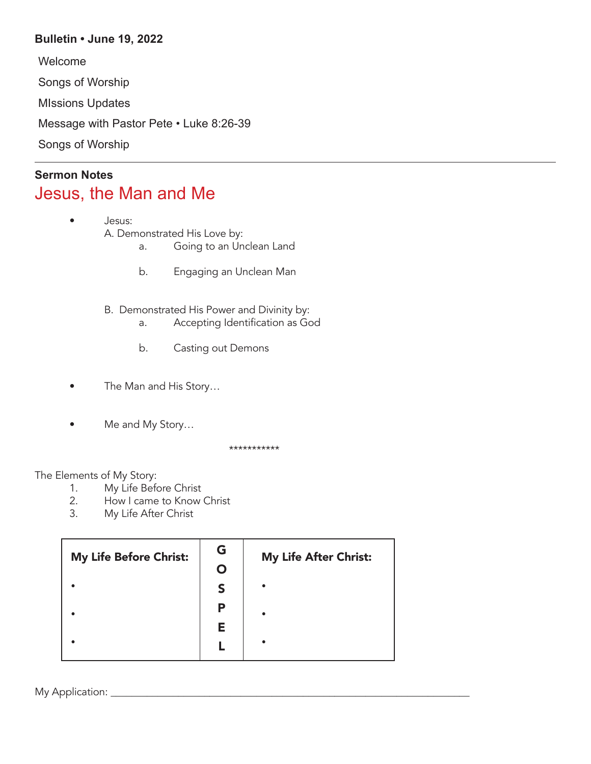**Bulletin • June 19, 2022**

Welcome

Songs of Worship

MIssions Updates

Message with Pastor Pete • Luke 8:26-39

Songs of Worship

---

**Sermon Notes**

# Jesus, the Man and Me

- Jesus:
  A. Demonstrated His Love by:
     a. Going to an Unclean Land
     b. Engaging an Unclean Man

  B. Demonstrated His Power and Divinity by:
     a. Accepting Identification as God
     b. Casting out Demons

- The Man and His Story…

- Me and My Story…

***********

The Elements of My Story:

1. My Life Before Christ
2. How I came to Know Christ
3. My Life After Christ

| My Life Before Christ: | G O S P E L | My Life After Christ: |
| --- | --- | --- |
| • | | • |
| • | | • |
| • | | • |

My Application: ___________________________________________________________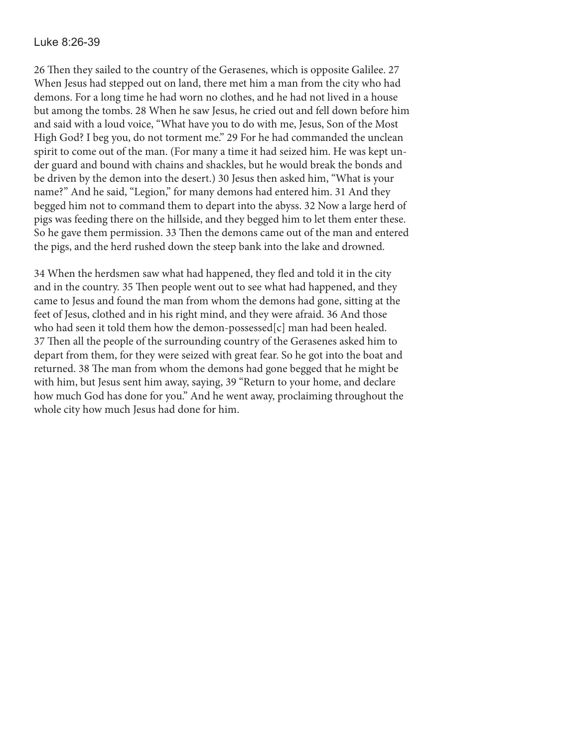Luke 8:26-39

26 Then they sailed to the country of the Gerasenes, which is opposite Galilee. 27 When Jesus had stepped out on land, there met him a man from the city who had demons. For a long time he had worn no clothes, and he had not lived in a house but among the tombs. 28 When he saw Jesus, he cried out and fell down before him and said with a loud voice, "What have you to do with me, Jesus, Son of the Most High God? I beg you, do not torment me." 29 For he had commanded the unclean spirit to come out of the man. (For many a time it had seized him. He was kept under guard and bound with chains and shackles, but he would break the bonds and be driven by the demon into the desert.) 30 Jesus then asked him, "What is your name?" And he said, "Legion," for many demons had entered him. 31 And they begged him not to command them to depart into the abyss. 32 Now a large herd of pigs was feeding there on the hillside, and they begged him to let them enter these. So he gave them permission. 33 Then the demons came out of the man and entered the pigs, and the herd rushed down the steep bank into the lake and drowned.

34 When the herdsmen saw what had happened, they fled and told it in the city and in the country. 35 Then people went out to see what had happened, and they came to Jesus and found the man from whom the demons had gone, sitting at the feet of Jesus, clothed and in his right mind, and they were afraid. 36 And those who had seen it told them how the demon-possessed[c] man had been healed. 37 Then all the people of the surrounding country of the Gerasenes asked him to depart from them, for they were seized with great fear. So he got into the boat and returned. 38 The man from whom the demons had gone begged that he might be with him, but Jesus sent him away, saying, 39 "Return to your home, and declare how much God has done for you." And he went away, proclaiming throughout the whole city how much Jesus had done for him.